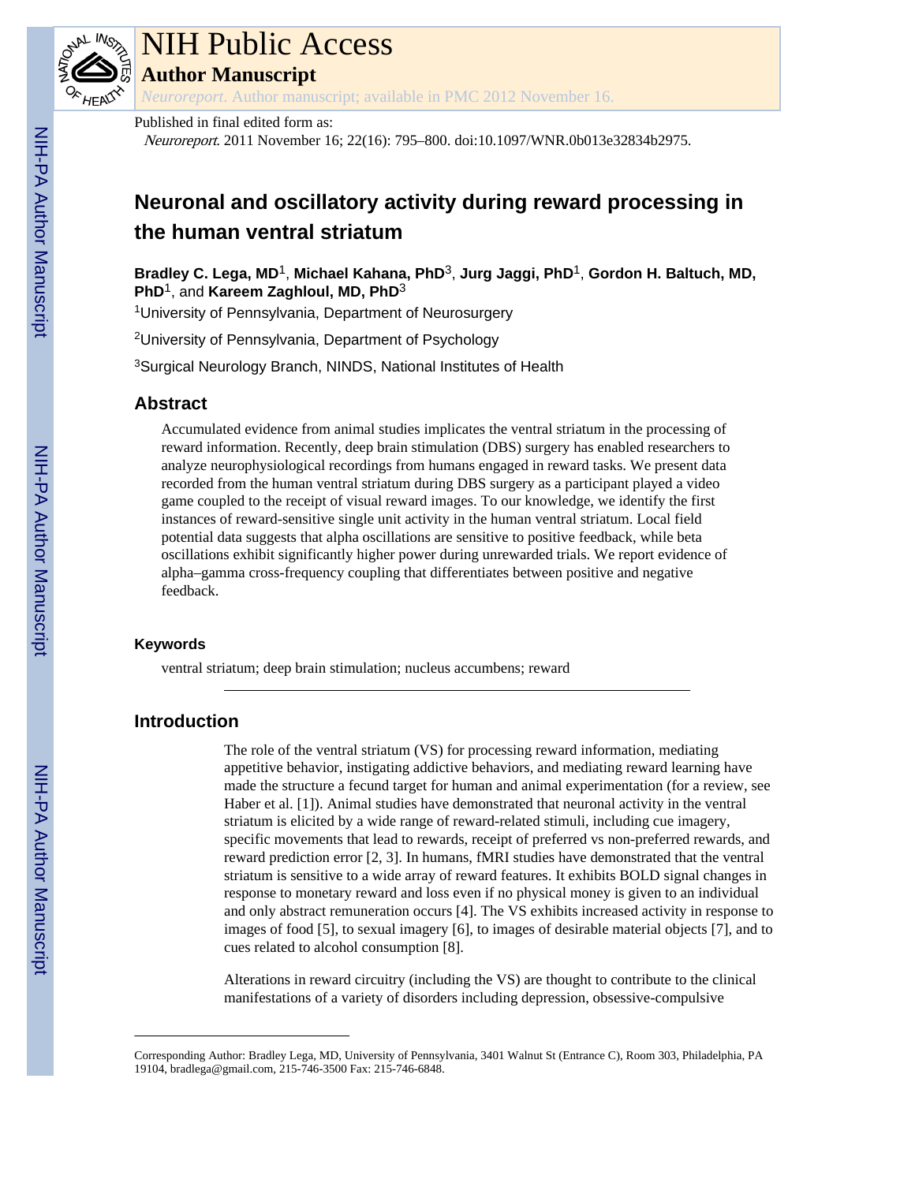NIH Public Access

**Author Manuscript**

*Neuroreport*. Author manuscript; available in PMC 2012 November 16.

Published in final edited form as:

*Neuroreport*. 2011 November 16; 22(16): 795–800. doi:10.1097/WNR.0b013e32834b2975.

# Neuronal and oscillatory activity during reward processing in the human ventral striatum

**Bradley C. Lega, MD**[1], **Michael Kahana, PhD**[3], **Jurg Jaggi, PhD**[1], **Gordon H. Baltuch, MD, PhD**[1], and **Kareem Zaghloul, MD, PhD**[3]

[1]University of Pennsylvania, Department of Neurosurgery

[2]University of Pennsylvania, Department of Psychology

[3]Surgical Neurology Branch, NINDS, National Institutes of Health

## Abstract

Accumulated evidence from animal studies implicates the ventral striatum in the processing of reward information. Recently, deep brain stimulation (DBS) surgery has enabled researchers to analyze neurophysiological recordings from humans engaged in reward tasks. We present data recorded from the human ventral striatum during DBS surgery as a participant played a video game coupled to the receipt of visual reward images. To our knowledge, we identify the first instances of reward-sensitive single unit activity in the human ventral striatum. Local field potential data suggests that alpha oscillations are sensitive to positive feedback, while beta oscillations exhibit significantly higher power during unrewarded trials. We report evidence of alpha–gamma cross-frequency coupling that differentiates between positive and negative feedback.

### Keywords

ventral striatum; deep brain stimulation; nucleus accumbens; reward

## Introduction

The role of the ventral striatum (VS) for processing reward information, mediating appetitive behavior, instigating addictive behaviors, and mediating reward learning have made the structure a fecund target for human and animal experimentation (for a review, see Haber et al. [1]). Animal studies have demonstrated that neuronal activity in the ventral striatum is elicited by a wide range of reward-related stimuli, including cue imagery, specific movements that lead to rewards, receipt of preferred vs non-preferred rewards, and reward prediction error [2, 3]. In humans, fMRI studies have demonstrated that the ventral striatum is sensitive to a wide array of reward features. It exhibits BOLD signal changes in response to monetary reward and loss even if no physical money is given to an individual and only abstract remuneration occurs [4]. The VS exhibits increased activity in response to images of food [5], to sexual imagery [6], to images of desirable material objects [7], and to cues related to alcohol consumption [8].

Alterations in reward circuitry (including the VS) are thought to contribute to the clinical manifestations of a variety of disorders including depression, obsessive-compulsive

Corresponding Author: Bradley Lega, MD, University of Pennsylvania, 3401 Walnut St (Entrance C), Room 303, Philadelphia, PA 19104, bradlega@gmail.com, 215-746-3500 Fax: 215-746-6848.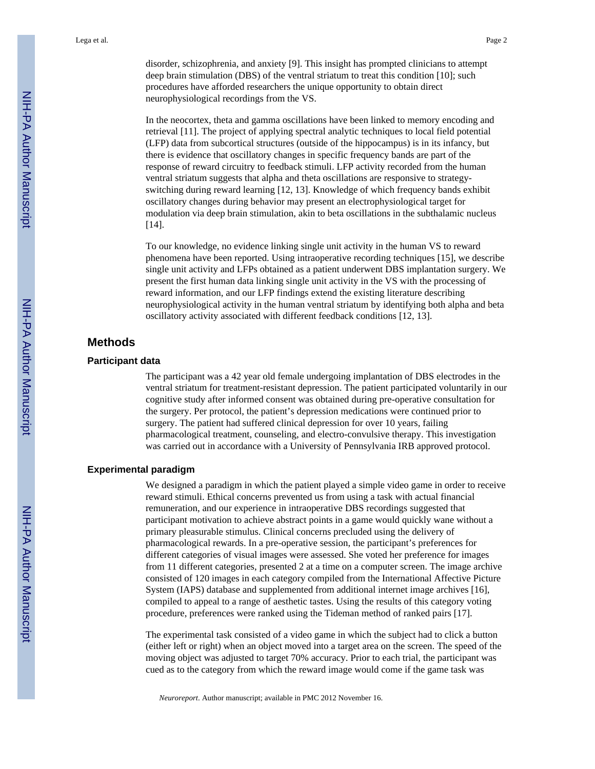disorder, schizophrenia, and anxiety [9]. This insight has prompted clinicians to attempt deep brain stimulation (DBS) of the ventral striatum to treat this condition [10]; such procedures have afforded researchers the unique opportunity to obtain direct neurophysiological recordings from the VS.

In the neocortex, theta and gamma oscillations have been linked to memory encoding and retrieval [11]. The project of applying spectral analytic techniques to local field potential (LFP) data from subcortical structures (outside of the hippocampus) is in its infancy, but there is evidence that oscillatory changes in specific frequency bands are part of the response of reward circuitry to feedback stimuli. LFP activity recorded from the human ventral striatum suggests that alpha and theta oscillations are responsive to strategy-switching during reward learning [12, 13]. Knowledge of which frequency bands exhibit oscillatory changes during behavior may present an electrophysiological target for modulation via deep brain stimulation, akin to beta oscillations in the subthalamic nucleus [14].

To our knowledge, no evidence linking single unit activity in the human VS to reward phenomena have been reported. Using intraoperative recording techniques [15], we describe single unit activity and LFPs obtained as a patient underwent DBS implantation surgery. We present the first human data linking single unit activity in the VS with the processing of reward information, and our LFP findings extend the existing literature describing neurophysiological activity in the human ventral striatum by identifying both alpha and beta oscillatory activity associated with different feedback conditions [12, 13].

## Methods

### Participant data

The participant was a 42 year old female undergoing implantation of DBS electrodes in the ventral striatum for treatment-resistant depression. The patient participated voluntarily in our cognitive study after informed consent was obtained during pre-operative consultation for the surgery. Per protocol, the patient's depression medications were continued prior to surgery. The patient had suffered clinical depression for over 10 years, failing pharmacological treatment, counseling, and electro-convulsive therapy. This investigation was carried out in accordance with a University of Pennsylvania IRB approved protocol.

### Experimental paradigm

We designed a paradigm in which the patient played a simple video game in order to receive reward stimuli. Ethical concerns prevented us from using a task with actual financial remuneration, and our experience in intraoperative DBS recordings suggested that participant motivation to achieve abstract points in a game would quickly wane without a primary pleasurable stimulus. Clinical concerns precluded using the delivery of pharmacological rewards. In a pre-operative session, the participant's preferences for different categories of visual images were assessed. She voted her preference for images from 11 different categories, presented 2 at a time on a computer screen. The image archive consisted of 120 images in each category compiled from the International Affective Picture System (IAPS) database and supplemented from additional internet image archives [16], compiled to appeal to a range of aesthetic tastes. Using the results of this category voting procedure, preferences were ranked using the Tideman method of ranked pairs [17].

The experimental task consisted of a video game in which the subject had to click a button (either left or right) when an object moved into a target area on the screen. The speed of the moving object was adjusted to target 70% accuracy. Prior to each trial, the participant was cued as to the category from which the reward image would come if the game task was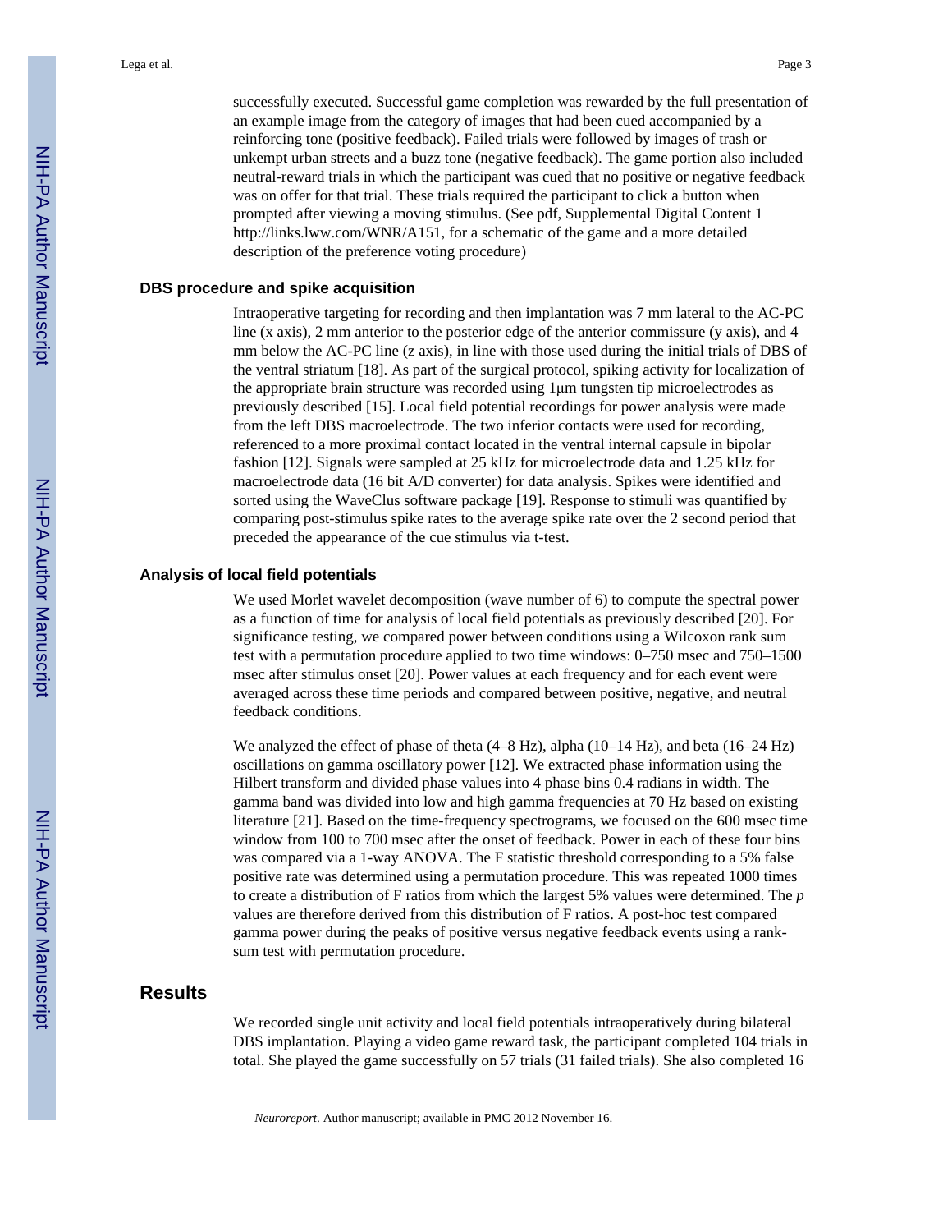successfully executed. Successful game completion was rewarded by the full presentation of an example image from the category of images that had been cued accompanied by a reinforcing tone (positive feedback). Failed trials were followed by images of trash or unkempt urban streets and a buzz tone (negative feedback). The game portion also included neutral-reward trials in which the participant was cued that no positive or negative feedback was on offer for that trial. These trials required the participant to click a button when prompted after viewing a moving stimulus. (See pdf, Supplemental Digital Content 1 http://links.lww.com/WNR/A151, for a schematic of the game and a more detailed description of the preference voting procedure)

### DBS procedure and spike acquisition

Intraoperative targeting for recording and then implantation was 7 mm lateral to the AC-PC line (x axis), 2 mm anterior to the posterior edge of the anterior commissure (y axis), and 4 mm below the AC-PC line (z axis), in line with those used during the initial trials of DBS of the ventral striatum [18]. As part of the surgical protocol, spiking activity for localization of the appropriate brain structure was recorded using 1μm tungsten tip microelectrodes as previously described [15]. Local field potential recordings for power analysis were made from the left DBS macroelectrode. The two inferior contacts were used for recording, referenced to a more proximal contact located in the ventral internal capsule in bipolar fashion [12]. Signals were sampled at 25 kHz for microelectrode data and 1.25 kHz for macroelectrode data (16 bit A/D converter) for data analysis. Spikes were identified and sorted using the WaveClus software package [19]. Response to stimuli was quantified by comparing post-stimulus spike rates to the average spike rate over the 2 second period that preceded the appearance of the cue stimulus via t-test.

### Analysis of local field potentials

We used Morlet wavelet decomposition (wave number of 6) to compute the spectral power as a function of time for analysis of local field potentials as previously described [20]. For significance testing, we compared power between conditions using a Wilcoxon rank sum test with a permutation procedure applied to two time windows: 0–750 msec and 750–1500 msec after stimulus onset [20]. Power values at each frequency and for each event were averaged across these time periods and compared between positive, negative, and neutral feedback conditions.

We analyzed the effect of phase of theta (4–8 Hz), alpha (10–14 Hz), and beta (16–24 Hz) oscillations on gamma oscillatory power [12]. We extracted phase information using the Hilbert transform and divided phase values into 4 phase bins 0.4 radians in width. The gamma band was divided into low and high gamma frequencies at 70 Hz based on existing literature [21]. Based on the time-frequency spectrograms, we focused on the 600 msec time window from 100 to 700 msec after the onset of feedback. Power in each of these four bins was compared via a 1-way ANOVA. The F statistic threshold corresponding to a 5% false positive rate was determined using a permutation procedure. This was repeated 1000 times to create a distribution of F ratios from which the largest 5% values were determined. The *p* values are therefore derived from this distribution of F ratios. A post-hoc test compared gamma power during the peaks of positive versus negative feedback events using a rank-sum test with permutation procedure.

## Results

We recorded single unit activity and local field potentials intraoperatively during bilateral DBS implantation. Playing a video game reward task, the participant completed 104 trials in total. She played the game successfully on 57 trials (31 failed trials). She also completed 16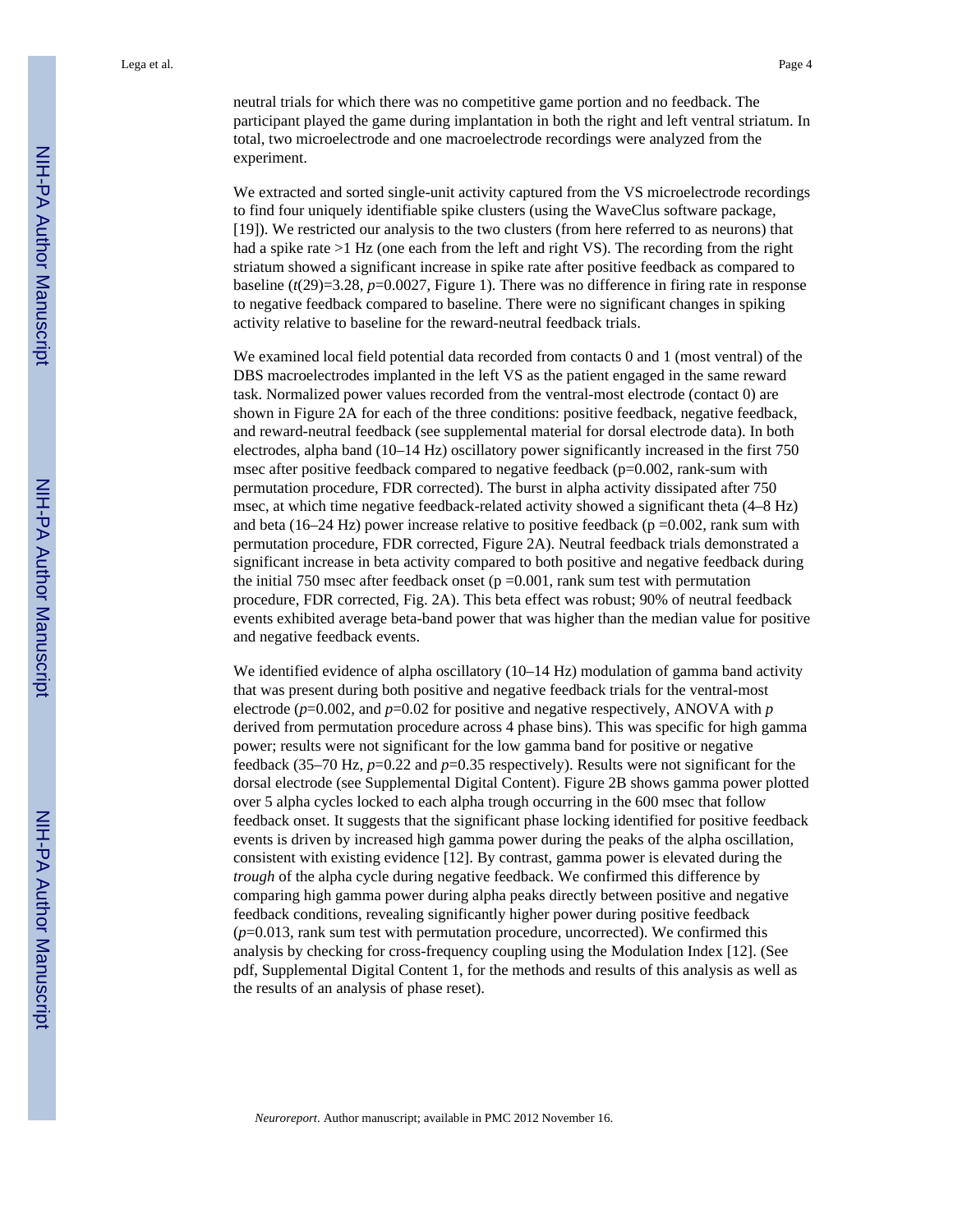neutral trials for which there was no competitive game portion and no feedback. The participant played the game during implantation in both the right and left ventral striatum. In total, two microelectrode and one macroelectrode recordings were analyzed from the experiment.

We extracted and sorted single-unit activity captured from the VS microelectrode recordings to find four uniquely identifiable spike clusters (using the WaveClus software package, [19]). We restricted our analysis to the two clusters (from here referred to as neurons) that had a spike rate >1 Hz (one each from the left and right VS). The recording from the right striatum showed a significant increase in spike rate after positive feedback as compared to baseline ($t(29)=3.28$, $p=0.0027$, Figure 1). There was no difference in firing rate in response to negative feedback compared to baseline. There were no significant changes in spiking activity relative to baseline for the reward-neutral feedback trials.

We examined local field potential data recorded from contacts 0 and 1 (most ventral) of the DBS macroelectrodes implanted in the left VS as the patient engaged in the same reward task. Normalized power values recorded from the ventral-most electrode (contact 0) are shown in Figure 2A for each of the three conditions: positive feedback, negative feedback, and reward-neutral feedback (see supplemental material for dorsal electrode data). In both electrodes, alpha band (10–14 Hz) oscillatory power significantly increased in the first 750 msec after positive feedback compared to negative feedback ($p=0.002$, rank-sum with permutation procedure, FDR corrected). The burst in alpha activity dissipated after 750 msec, at which time negative feedback-related activity showed a significant theta (4–8 Hz) and beta (16–24 Hz) power increase relative to positive feedback ($p=0.002$, rank sum with permutation procedure, FDR corrected, Figure 2A). Neutral feedback trials demonstrated a significant increase in beta activity compared to both positive and negative feedback during the initial 750 msec after feedback onset ($p=0.001$, rank sum test with permutation procedure, FDR corrected, Fig. 2A). This beta effect was robust; 90% of neutral feedback events exhibited average beta-band power that was higher than the median value for positive and negative feedback events.

We identified evidence of alpha oscillatory (10–14 Hz) modulation of gamma band activity that was present during both positive and negative feedback trials for the ventral-most electrode ($p=0.002$, and $p=0.02$ for positive and negative respectively, ANOVA with $p$ derived from permutation procedure across 4 phase bins). This was specific for high gamma power; results were not significant for the low gamma band for positive or negative feedback (35–70 Hz, $p=0.22$ and $p=0.35$ respectively). Results were not significant for the dorsal electrode (see Supplemental Digital Content). Figure 2B shows gamma power plotted over 5 alpha cycles locked to each alpha trough occurring in the 600 msec that follow feedback onset. It suggests that the significant phase locking identified for positive feedback events is driven by increased high gamma power during the peaks of the alpha oscillation, consistent with existing evidence [12]. By contrast, gamma power is elevated during the *trough* of the alpha cycle during negative feedback. We confirmed this difference by comparing high gamma power during alpha peaks directly between positive and negative feedback conditions, revealing significantly higher power during positive feedback ($p=0.013$, rank sum test with permutation procedure, uncorrected). We confirmed this analysis by checking for cross-frequency coupling using the Modulation Index [12]. (See pdf, Supplemental Digital Content 1, for the methods and results of this analysis as well as the results of an analysis of phase reset).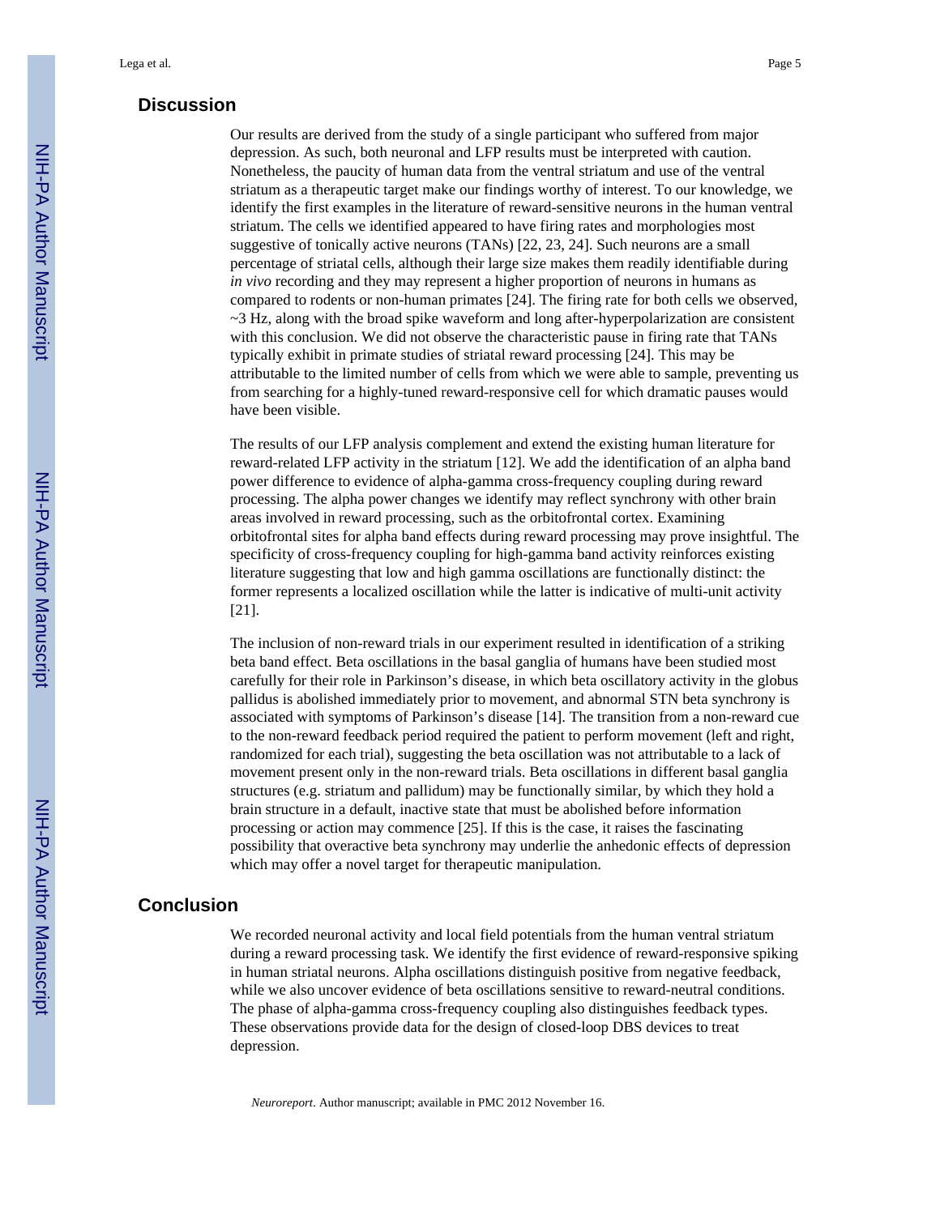## Discussion

Our results are derived from the study of a single participant who suffered from major depression. As such, both neuronal and LFP results must be interpreted with caution. Nonetheless, the paucity of human data from the ventral striatum and use of the ventral striatum as a therapeutic target make our findings worthy of interest. To our knowledge, we identify the first examples in the literature of reward-sensitive neurons in the human ventral striatum. The cells we identified appeared to have firing rates and morphologies most suggestive of tonically active neurons (TANs) [22, 23, 24]. Such neurons are a small percentage of striatal cells, although their large size makes them readily identifiable during *in vivo* recording and they may represent a higher proportion of neurons in humans as compared to rodents or non-human primates [24]. The firing rate for both cells we observed, ~3 Hz, along with the broad spike waveform and long after-hyperpolarization are consistent with this conclusion. We did not observe the characteristic pause in firing rate that TANs typically exhibit in primate studies of striatal reward processing [24]. This may be attributable to the limited number of cells from which we were able to sample, preventing us from searching for a highly-tuned reward-responsive cell for which dramatic pauses would have been visible.

The results of our LFP analysis complement and extend the existing human literature for reward-related LFP activity in the striatum [12]. We add the identification of an alpha band power difference to evidence of alpha-gamma cross-frequency coupling during reward processing. The alpha power changes we identify may reflect synchrony with other brain areas involved in reward processing, such as the orbitofrontal cortex. Examining orbitofrontal sites for alpha band effects during reward processing may prove insightful. The specificity of cross-frequency coupling for high-gamma band activity reinforces existing literature suggesting that low and high gamma oscillations are functionally distinct: the former represents a localized oscillation while the latter is indicative of multi-unit activity [21].

The inclusion of non-reward trials in our experiment resulted in identification of a striking beta band effect. Beta oscillations in the basal ganglia of humans have been studied most carefully for their role in Parkinson's disease, in which beta oscillatory activity in the globus pallidus is abolished immediately prior to movement, and abnormal STN beta synchrony is associated with symptoms of Parkinson's disease [14]. The transition from a non-reward cue to the non-reward feedback period required the patient to perform movement (left and right, randomized for each trial), suggesting the beta oscillation was not attributable to a lack of movement present only in the non-reward trials. Beta oscillations in different basal ganglia structures (e.g. striatum and pallidum) may be functionally similar, by which they hold a brain structure in a default, inactive state that must be abolished before information processing or action may commence [25]. If this is the case, it raises the fascinating possibility that overactive beta synchrony may underlie the anhedonic effects of depression which may offer a novel target for therapeutic manipulation.

## Conclusion

We recorded neuronal activity and local field potentials from the human ventral striatum during a reward processing task. We identify the first evidence of reward-responsive spiking in human striatal neurons. Alpha oscillations distinguish positive from negative feedback, while we also uncover evidence of beta oscillations sensitive to reward-neutral conditions. The phase of alpha-gamma cross-frequency coupling also distinguishes feedback types. These observations provide data for the design of closed-loop DBS devices to treat depression.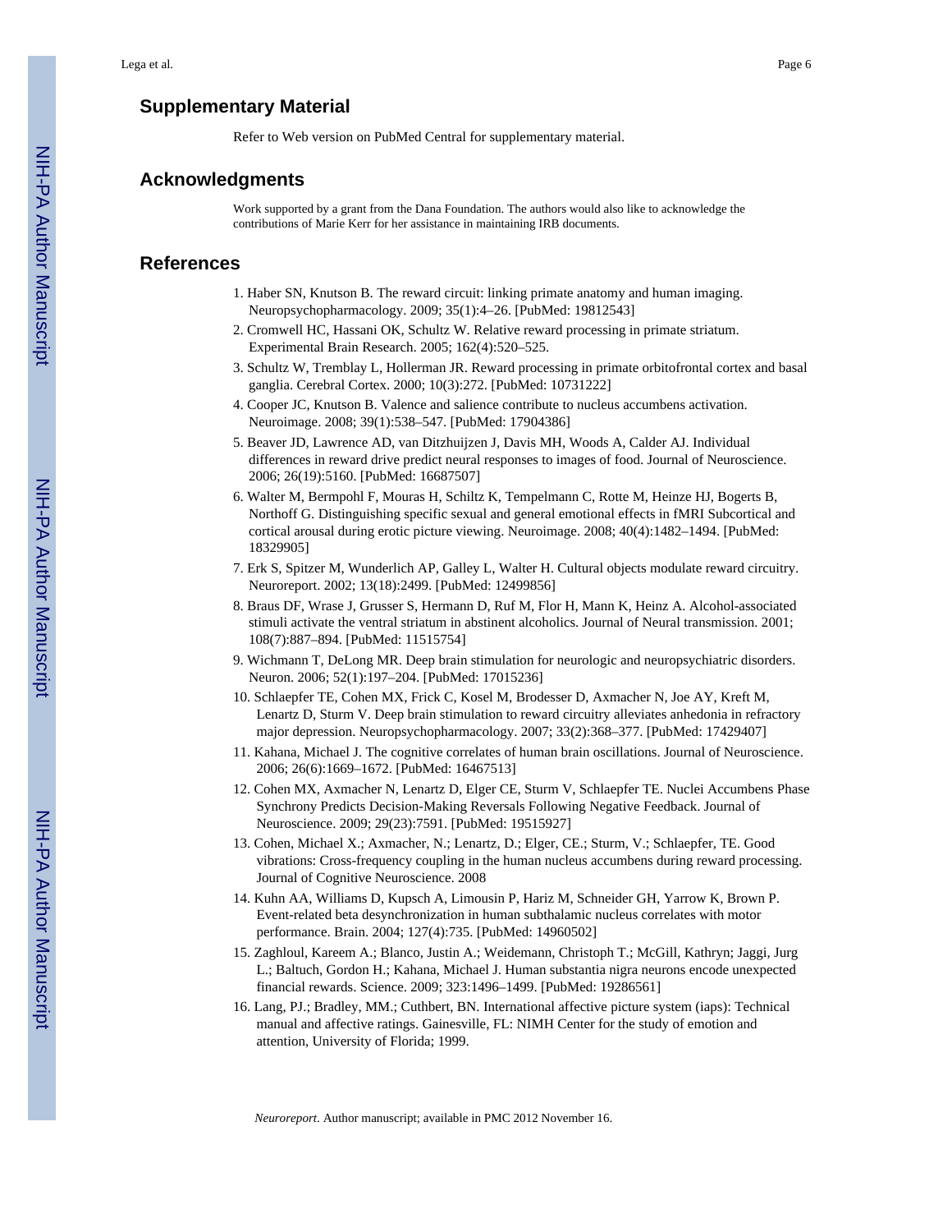## Supplementary Material

Refer to Web version on PubMed Central for supplementary material.

## Acknowledgments

Work supported by a grant from the Dana Foundation. The authors would also like to acknowledge the contributions of Marie Kerr for her assistance in maintaining IRB documents.

## References

1. Haber SN, Knutson B. The reward circuit: linking primate anatomy and human imaging. Neuropsychopharmacology. 2009; 35(1):4–26. [PubMed: 19812543]
2. Cromwell HC, Hassani OK, Schultz W. Relative reward processing in primate striatum. Experimental Brain Research. 2005; 162(4):520–525.
3. Schultz W, Tremblay L, Hollerman JR. Reward processing in primate orbitofrontal cortex and basal ganglia. Cerebral Cortex. 2000; 10(3):272. [PubMed: 10731222]
4. Cooper JC, Knutson B. Valence and salience contribute to nucleus accumbens activation. Neuroimage. 2008; 39(1):538–547. [PubMed: 17904386]
5. Beaver JD, Lawrence AD, van Ditzhuijzen J, Davis MH, Woods A, Calder AJ. Individual differences in reward drive predict neural responses to images of food. Journal of Neuroscience. 2006; 26(19):5160. [PubMed: 16687507]
6. Walter M, Bermpohl F, Mouras H, Schiltz K, Tempelmann C, Rotte M, Heinze HJ, Bogerts B, Northoff G. Distinguishing specific sexual and general emotional effects in fMRI Subcortical and cortical arousal during erotic picture viewing. Neuroimage. 2008; 40(4):1482–1494. [PubMed: 18329905]
7. Erk S, Spitzer M, Wunderlich AP, Galley L, Walter H. Cultural objects modulate reward circuitry. Neuroreport. 2002; 13(18):2499. [PubMed: 12499856]
8. Braus DF, Wrase J, Grusser S, Hermann D, Ruf M, Flor H, Mann K, Heinz A. Alcohol-associated stimuli activate the ventral striatum in abstinent alcoholics. Journal of Neural transmission. 2001; 108(7):887–894. [PubMed: 11515754]
9. Wichmann T, DeLong MR. Deep brain stimulation for neurologic and neuropsychiatric disorders. Neuron. 2006; 52(1):197–204. [PubMed: 17015236]
10. Schlaepfer TE, Cohen MX, Frick C, Kosel M, Brodesser D, Axmacher N, Joe AY, Kreft M, Lenartz D, Sturm V. Deep brain stimulation to reward circuitry alleviates anhedonia in refractory major depression. Neuropsychopharmacology. 2007; 33(2):368–377. [PubMed: 17429407]
11. Kahana, Michael J. The cognitive correlates of human brain oscillations. Journal of Neuroscience. 2006; 26(6):1669–1672. [PubMed: 16467513]
12. Cohen MX, Axmacher N, Lenartz D, Elger CE, Sturm V, Schlaepfer TE. Nuclei Accumbens Phase Synchrony Predicts Decision-Making Reversals Following Negative Feedback. Journal of Neuroscience. 2009; 29(23):7591. [PubMed: 19515927]
13. Cohen, Michael X.; Axmacher, N.; Lenartz, D.; Elger, CE.; Sturm, V.; Schlaepfer, TE. Good vibrations: Cross-frequency coupling in the human nucleus accumbens during reward processing. Journal of Cognitive Neuroscience. 2008
14. Kuhn AA, Williams D, Kupsch A, Limousin P, Hariz M, Schneider GH, Yarrow K, Brown P. Event-related beta desynchronization in human subthalamic nucleus correlates with motor performance. Brain. 2004; 127(4):735. [PubMed: 14960502]
15. Zaghloul, Kareem A.; Blanco, Justin A.; Weidemann, Christoph T.; McGill, Kathryn; Jaggi, Jurg L.; Baltuch, Gordon H.; Kahana, Michael J. Human substantia nigra neurons encode unexpected financial rewards. Science. 2009; 323:1496–1499. [PubMed: 19286561]
16. Lang, PJ.; Bradley, MM.; Cuthbert, BN. International affective picture system (iaps): Technical manual and affective ratings. Gainesville, FL: NIMH Center for the study of emotion and attention, University of Florida; 1999.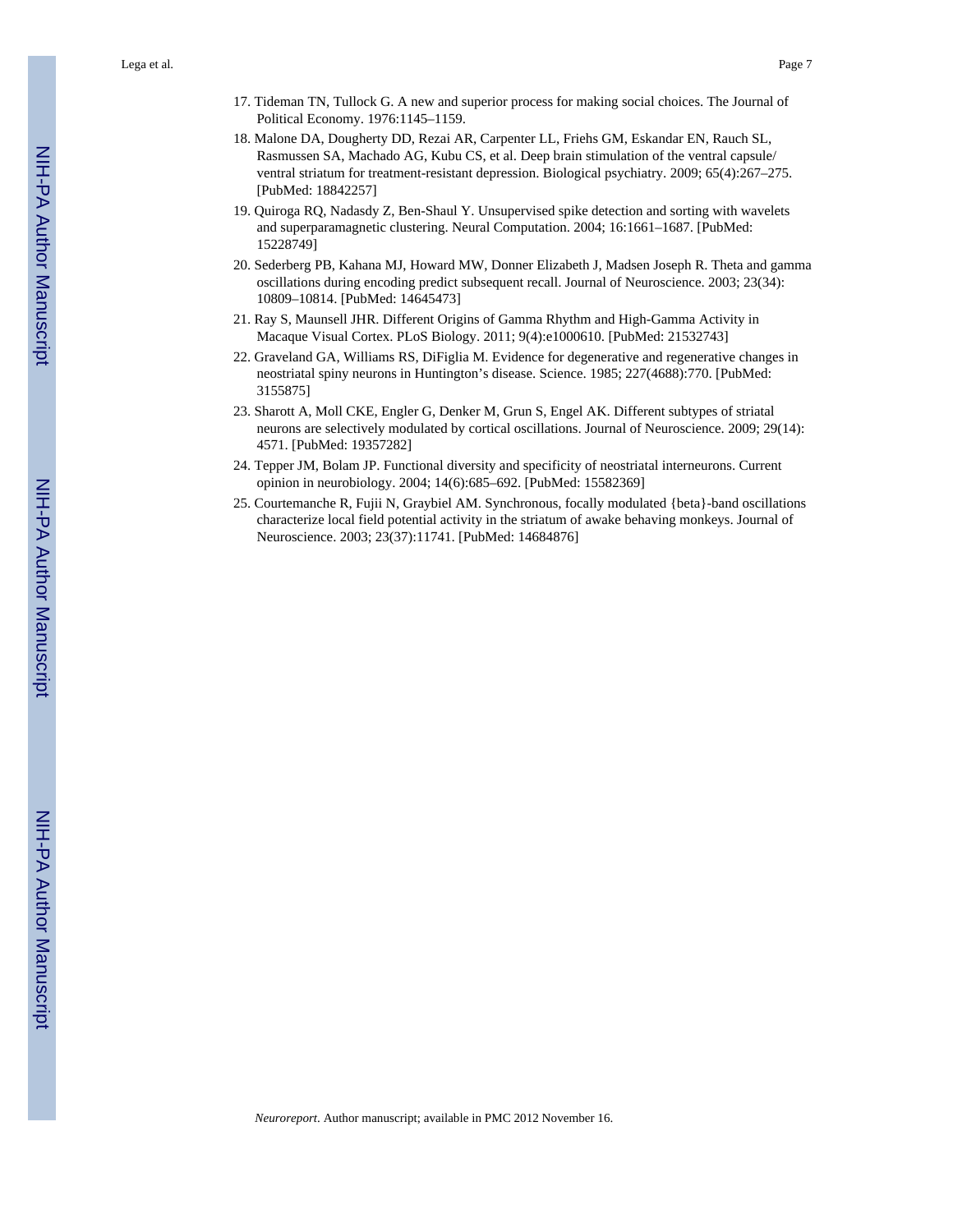17. Tideman TN, Tullock G. A new and superior process for making social choices. The Journal of Political Economy. 1976:1145–1159.
18. Malone DA, Dougherty DD, Rezai AR, Carpenter LL, Friehs GM, Eskandar EN, Rauch SL, Rasmussen SA, Machado AG, Kubu CS, et al. Deep brain stimulation of the ventral capsule/ ventral striatum for treatment-resistant depression. Biological psychiatry. 2009; 65(4):267–275. [PubMed: 18842257]
19. Quiroga RQ, Nadasdy Z, Ben-Shaul Y. Unsupervised spike detection and sorting with wavelets and superparamagnetic clustering. Neural Computation. 2004; 16:1661–1687. [PubMed: 15228749]
20. Sederberg PB, Kahana MJ, Howard MW, Donner Elizabeth J, Madsen Joseph R. Theta and gamma oscillations during encoding predict subsequent recall. Journal of Neuroscience. 2003; 23(34): 10809–10814. [PubMed: 14645473]
21. Ray S, Maunsell JHR. Different Origins of Gamma Rhythm and High-Gamma Activity in Macaque Visual Cortex. PLoS Biology. 2011; 9(4):e1000610. [PubMed: 21532743]
22. Graveland GA, Williams RS, DiFiglia M. Evidence for degenerative and regenerative changes in neostriatal spiny neurons in Huntington's disease. Science. 1985; 227(4688):770. [PubMed: 3155875]
23. Sharott A, Moll CKE, Engler G, Denker M, Grun S, Engel AK. Different subtypes of striatal neurons are selectively modulated by cortical oscillations. Journal of Neuroscience. 2009; 29(14): 4571. [PubMed: 19357282]
24. Tepper JM, Bolam JP. Functional diversity and specificity of neostriatal interneurons. Current opinion in neurobiology. 2004; 14(6):685–692. [PubMed: 15582369]
25. Courtemanche R, Fujii N, Graybiel AM. Synchronous, focally modulated {beta}-band oscillations characterize local field potential activity in the striatum of awake behaving monkeys. Journal of Neuroscience. 2003; 23(37):11741. [PubMed: 14684876]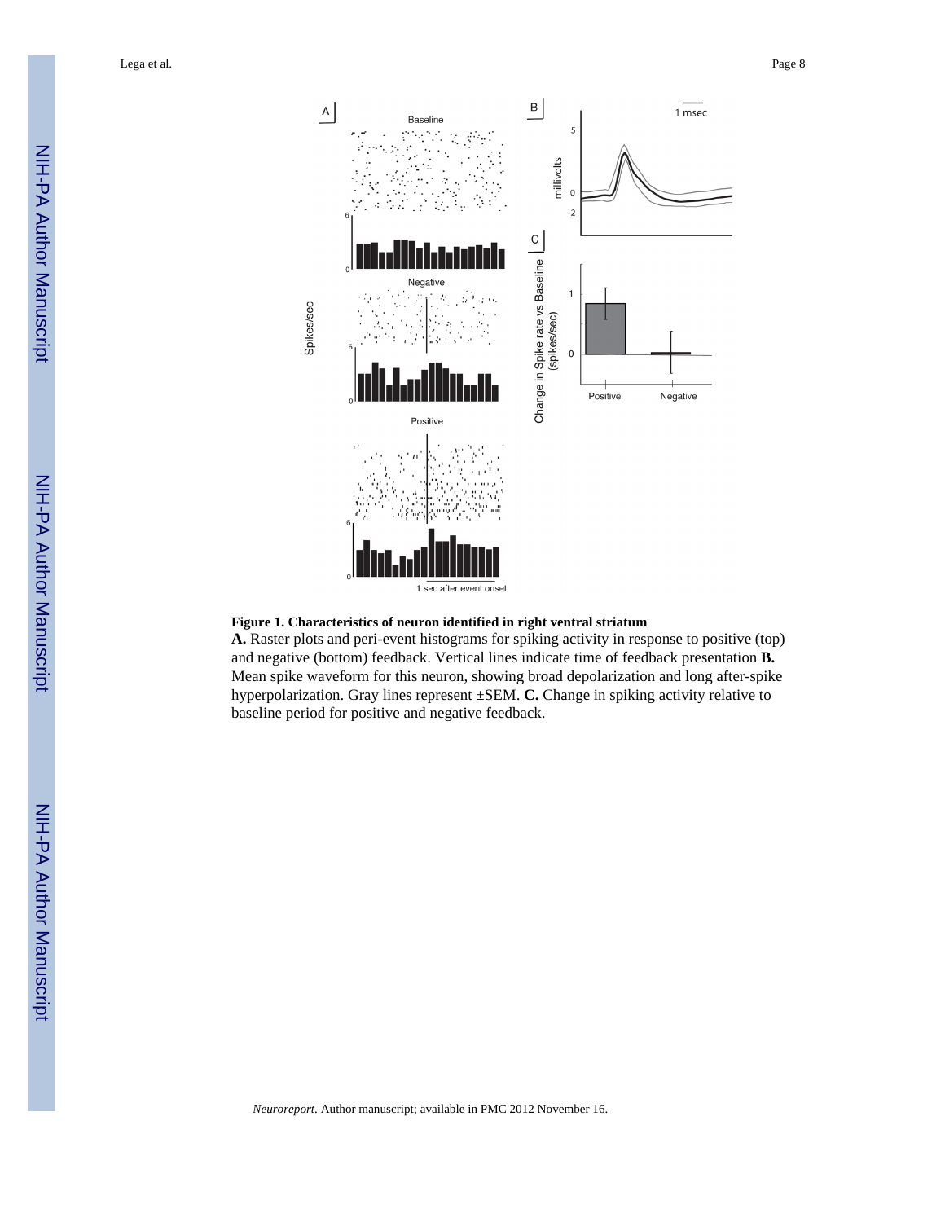**Figure 1. Characteristics of neuron identified in right ventral striatum**

**A.** Raster plots and peri-event histograms for spiking activity in response to positive (top) and negative (bottom) feedback. Vertical lines indicate time of feedback presentation **B.** Mean spike waveform for this neuron, showing broad depolarization and long after-spike hyperpolarization. Gray lines represent ±SEM. **C.** Change in spiking activity relative to baseline period for positive and negative feedback.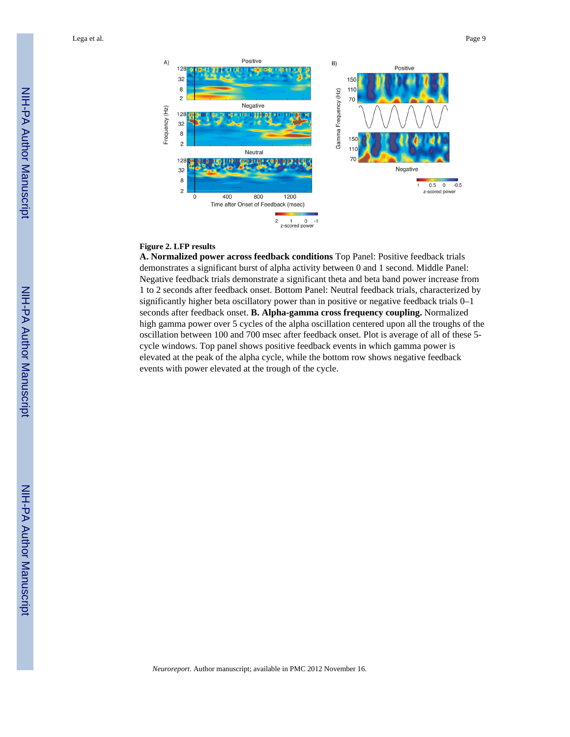A)

Positive

128
32
8
2

Frequency (Hz)

Negative

128
32
8
2

Neutral

128
32
8
2

0 400 800 1200

Time after Onset of Feedback (msec)

2 1 0 -1

z-scored power

B)

Positive

150
110
70

Gamma Frequency (Hz)

150
110
70

Negative

1 0.5 0 -0.5

z-scored power

**Figure 2. LFP results**

**A. Normalized power across feedback conditions** Top Panel: Positive feedback trials demonstrates a significant burst of alpha activity between 0 and 1 second. Middle Panel: Negative feedback trials demonstrate a significant theta and beta band power increase from 1 to 2 seconds after feedback onset. Bottom Panel: Neutral feedback trials, characterized by significantly higher beta oscillatory power than in positive or negative feedback trials 0–1 seconds after feedback onset. **B. Alpha-gamma cross frequency coupling.** Normalized high gamma power over 5 cycles of the alpha oscillation centered upon all the troughs of the oscillation between 100 and 700 msec after feedback onset. Plot is average of all of these 5-cycle windows. Top panel shows positive feedback events in which gamma power is elevated at the peak of the alpha cycle, while the bottom row shows negative feedback events with power elevated at the trough of the cycle.